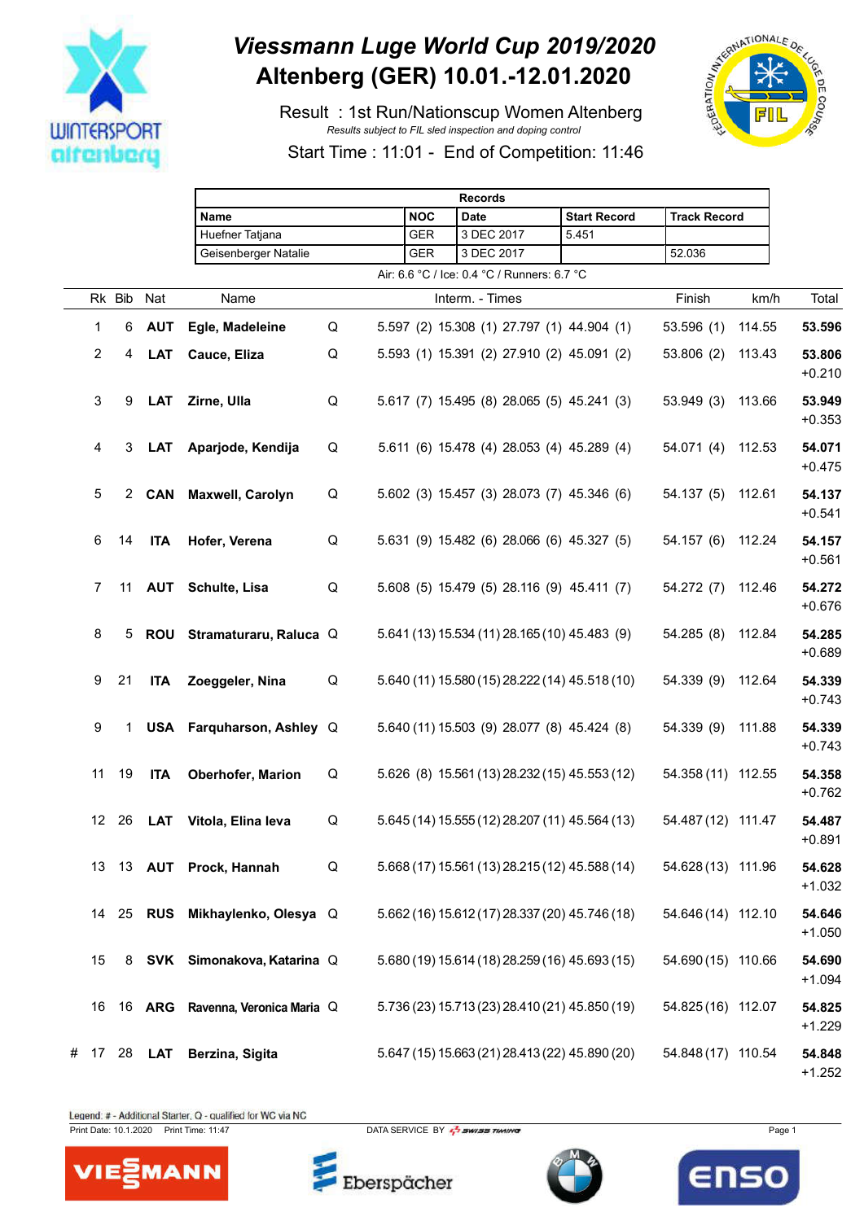# Viessmann Luge World Cup 2019/2020
# Altenberg (GER) 10.01.-12.01.2020

Result : 1st Run/Nationscup Women Altenberg

*Results subject to FIL sled inspection and doping control*

Start Time : 11:01 - End of Competition: 11:46

| Records | | | | |
|---|---|---|---|---|
| **Name** | **NOC** | **Date** | **Start Record** | **Track Record** |
| Huefner Tatjana | GER | 3 DEC 2017 | 5.451 | |
| Geisenberger Natalie | GER | 3 DEC 2017 | | 52.036 |

Air: 6.6 °C / Ice: 0.4 °C / Runners: 6.7 °C

| | Rk | Bib | Nat | Name | | Interm. - Times | | | | Finish | km/h | Total |
|---|---|---|---|---|---|---|---|---|---|---|---|---|
| | 1 | 6 | **AUT** | **Egle, Madeleine** | Q | 5.597 (2) | 15.308 (1) | 27.797 (1) | 44.904 (1) | 53.596 (1) | 114.55 | **53.596** |
| | 2 | 4 | **LAT** | **Cauce, Eliza** | Q | 5.593 (1) | 15.391 (2) | 27.910 (2) | 45.091 (2) | 53.806 (2) | 113.43 | **53.806** +0.210 |
| | 3 | 9 | **LAT** | **Zirne, Ulla** | Q | 5.617 (7) | 15.495 (8) | 28.065 (5) | 45.241 (3) | 53.949 (3) | 113.66 | **53.949** +0.353 |
| | 4 | 3 | **LAT** | **Aparjode, Kendija** | Q | 5.611 (6) | 15.478 (4) | 28.053 (4) | 45.289 (4) | 54.071 (4) | 112.53 | **54.071** +0.475 |
| | 5 | 2 | **CAN** | **Maxwell, Carolyn** | Q | 5.602 (3) | 15.457 (3) | 28.073 (7) | 45.346 (6) | 54.137 (5) | 112.61 | **54.137** +0.541 |
| | 6 | 14 | **ITA** | **Hofer, Verena** | Q | 5.631 (9) | 15.482 (6) | 28.066 (6) | 45.327 (5) | 54.157 (6) | 112.24 | **54.157** +0.561 |
| | 7 | 11 | **AUT** | **Schulte, Lisa** | Q | 5.608 (5) | 15.479 (5) | 28.116 (9) | 45.411 (7) | 54.272 (7) | 112.46 | **54.272** +0.676 |
| | 8 | 5 | **ROU** | **Stramaturaru, Raluca** | Q | 5.641 (13) | 15.534 (11) | 28.165 (10) | 45.483 (9) | 54.285 (8) | 112.84 | **54.285** +0.689 |
| | 9 | 21 | **ITA** | **Zoeggeler, Nina** | Q | 5.640 (11) | 15.580 (15) | 28.222 (14) | 45.518 (10) | 54.339 (9) | 112.64 | **54.339** +0.743 |
| | 9 | 1 | **USA** | **Farquharson, Ashley** | Q | 5.640 (11) | 15.503 (9) | 28.077 (8) | 45.424 (8) | 54.339 (9) | 111.88 | **54.339** +0.743 |
| | 11 | 19 | **ITA** | **Oberhofer, Marion** | Q | 5.626 (8) | 15.561 (13) | 28.232 (15) | 45.553 (12) | 54.358 (11) | 112.55 | **54.358** +0.762 |
| | 12 | 26 | **LAT** | **Vitola, Elina Ieva** | Q | 5.645 (14) | 15.555 (12) | 28.207 (11) | 45.564 (13) | 54.487 (12) | 111.47 | **54.487** +0.891 |
| | 13 | 13 | **AUT** | **Prock, Hannah** | Q | 5.668 (17) | 15.561 (13) | 28.215 (12) | 45.588 (14) | 54.628 (13) | 111.96 | **54.628** +1.032 |
| | 14 | 25 | **RUS** | **Mikhaylenko, Olesya** | Q | 5.662 (16) | 15.612 (17) | 28.337 (20) | 45.746 (18) | 54.646 (14) | 112.10 | **54.646** +1.050 |
| | 15 | 8 | **SVK** | **Simonakova, Katarina** | Q | 5.680 (19) | 15.614 (18) | 28.259 (16) | 45.693 (15) | 54.690 (15) | 110.66 | **54.690** +1.094 |
| | 16 | 16 | **ARG** | **Ravenna, Veronica Maria** | Q | 5.736 (23) | 15.713 (23) | 28.410 (21) | 45.850 (19) | 54.825 (16) | 112.07 | **54.825** +1.229 |
| # | 17 | 28 | **LAT** | **Berzina, Sigita** | | 5.647 (15) | 15.663 (21) | 28.413 (22) | 45.890 (20) | 54.848 (17) | 110.54 | **54.848** +1.252 |

Legend: # - Additional Starter, Q - qualified for WC via NC

Print Date: 10.1.2020 Print Time: 11:47 DATA SERVICE BY SWISS TIMING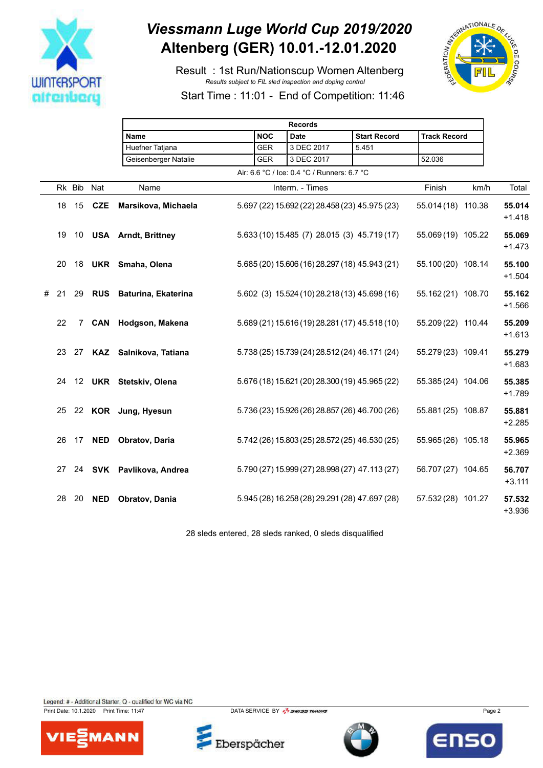# Viessmann Luge World Cup 2019/2020
# Altenberg (GER) 10.01.-12.01.2020

Result : 1st Run/Nationscup Women Altenberg

*Results subject to FIL sled inspection and doping control*

Start Time : 11:01 - End of Competition: 11:46

| Records | | | | |
|---|---|---|---|---|
| **Name** | **NOC** | **Date** | **Start Record** | **Track Record** |
| Huefner Tatjana | GER | 3 DEC 2017 | 5.451 | |
| Geisenberger Natalie | GER | 3 DEC 2017 | | 52.036 |

Air: 6.6 °C / Ice: 0.4 °C / Runners: 6.7 °C

| | Rk | Bib | Nat | Name | Interm. - Times | | | | Finish | km/h | Total |
|---|---|---|---|---|---|---|---|---|---|---|---|
| | 18 | 15 | **CZE** | **Marsikova, Michaela** | 5.697 (22) | 15.692 (22) | 28.458 (23) | 45.975 (23) | 55.014 (18) | 110.38 | **55.014** +1.418 |
| | 19 | 10 | **USA** | **Arndt, Brittney** | 5.633 (10) | 15.485 (7) | 28.015 (3) | 45.719 (17) | 55.069 (19) | 105.22 | **55.069** +1.473 |
| | 20 | 18 | **UKR** | **Smaha, Olena** | 5.685 (20) | 15.606 (16) | 28.297 (18) | 45.943 (21) | 55.100 (20) | 108.14 | **55.100** +1.504 |
| # | 21 | 29 | **RUS** | **Baturina, Ekaterina** | 5.602 (3) | 15.524 (10) | 28.218 (13) | 45.698 (16) | 55.162 (21) | 108.70 | **55.162** +1.566 |
| | 22 | 7 | **CAN** | **Hodgson, Makena** | 5.689 (21) | 15.616 (19) | 28.281 (17) | 45.518 (10) | 55.209 (22) | 110.44 | **55.209** +1.613 |
| | 23 | 27 | **KAZ** | **Salnikova, Tatiana** | 5.738 (25) | 15.739 (24) | 28.512 (24) | 46.171 (24) | 55.279 (23) | 109.41 | **55.279** +1.683 |
| | 24 | 12 | **UKR** | **Stetskiv, Olena** | 5.676 (18) | 15.621 (20) | 28.300 (19) | 45.965 (22) | 55.385 (24) | 104.06 | **55.385** +1.789 |
| | 25 | 22 | **KOR** | **Jung, Hyesun** | 5.736 (23) | 15.926 (26) | 28.857 (26) | 46.700 (26) | 55.881 (25) | 108.87 | **55.881** +2.285 |
| | 26 | 17 | **NED** | **Obratov, Daria** | 5.742 (26) | 15.803 (25) | 28.572 (25) | 46.530 (25) | 55.965 (26) | 105.18 | **55.965** +2.369 |
| | 27 | 24 | **SVK** | **Pavlikova, Andrea** | 5.790 (27) | 15.999 (27) | 28.998 (27) | 47.113 (27) | 56.707 (27) | 104.65 | **56.707** +3.111 |
| | 28 | 20 | **NED** | **Obratov, Dania** | 5.945 (28) | 16.258 (28) | 29.291 (28) | 47.697 (28) | 57.532 (28) | 101.27 | **57.532** +3.936 |

28 sleds entered, 28 sleds ranked, 0 sleds disqualified

Legend: # - Additional Starter, Q - qualified for WC via NC

Print Date: 10.1.2020 Print Time: 11:47 DATA SERVICE BY SWISS TIMING